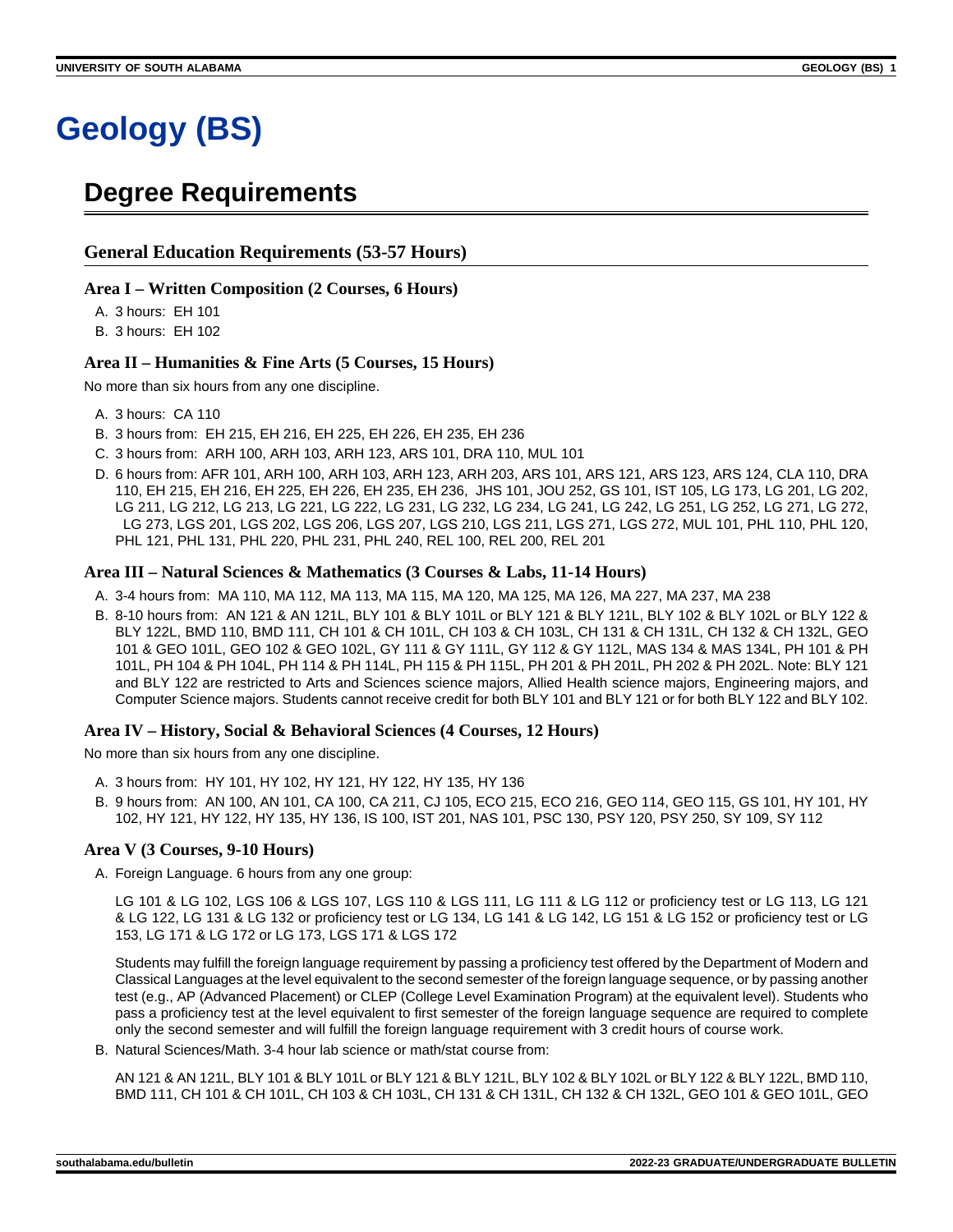# Geology (BS)

## Degree Requirements

### General Education Requirements (53-57 Hours)

#### Area I – Written Composition (2 Courses, 6 Hours)

A. 3 hours: EH 101
B. 3 hours: EH 102

#### Area II – Humanities & Fine Arts (5 Courses, 15 Hours)

No more than six hours from any one discipline.

A. 3 hours: CA 110
B. 3 hours from: EH 215, EH 216, EH 225, EH 226, EH 235, EH 236
C. 3 hours from: ARH 100, ARH 103, ARH 123, ARS 101, DRA 110, MUL 101
D. 6 hours from: AFR 101, ARH 100, ARH 103, ARH 123, ARH 203, ARS 101, ARS 121, ARS 123, ARS 124, CLA 110, DRA 110, EH 215, EH 216, EH 225, EH 226, EH 235, EH 236, JHS 101, JOU 252, GS 101, IST 105, LG 173, LG 201, LG 202, LG 211, LG 212, LG 213, LG 221, LG 222, LG 231, LG 232, LG 234, LG 241, LG 242, LG 251, LG 252, LG 271, LG 272, LG 273, LGS 201, LGS 202, LGS 206, LGS 207, LGS 210, LGS 211, LGS 271, LGS 272, MUL 101, PHL 110, PHL 120, PHL 121, PHL 131, PHL 220, PHL 231, PHL 240, REL 100, REL 200, REL 201

#### Area III – Natural Sciences & Mathematics (3 Courses & Labs, 11-14 Hours)

A. 3-4 hours from: MA 110, MA 112, MA 113, MA 115, MA 120, MA 125, MA 126, MA 227, MA 237, MA 238
B. 8-10 hours from: AN 121 & AN 121L, BLY 101 & BLY 101L or BLY 121 & BLY 121L, BLY 102 & BLY 102L or BLY 122 & BLY 122L, BMD 110, BMD 111, CH 101 & CH 101L, CH 103 & CH 103L, CH 131 & CH 131L, CH 132 & CH 132L, GEO 101 & GEO 101L, GEO 102 & GEO 102L, GY 111 & GY 111L, GY 112 & GY 112L, MAS 134 & MAS 134L, PH 101 & PH 101L, PH 104 & PH 104L, PH 114 & PH 114L, PH 115 & PH 115L, PH 201 & PH 201L, PH 202 & PH 202L. Note: BLY 121 and BLY 122 are restricted to Arts and Sciences science majors, Allied Health science majors, Engineering majors, and Computer Science majors. Students cannot receive credit for both BLY 101 and BLY 121 or for both BLY 122 and BLY 102.

#### Area IV – History, Social & Behavioral Sciences (4 Courses, 12 Hours)

No more than six hours from any one discipline.

A. 3 hours from: HY 101, HY 102, HY 121, HY 122, HY 135, HY 136
B. 9 hours from: AN 100, AN 101, CA 100, CA 211, CJ 105, ECO 215, ECO 216, GEO 114, GEO 115, GS 101, HY 101, HY 102, HY 121, HY 122, HY 135, HY 136, IS 100, IST 201, NAS 101, PSC 130, PSY 120, PSY 250, SY 109, SY 112

#### Area V (3 Courses, 9-10 Hours)

A. Foreign Language. 6 hours from any one group:

   LG 101 & LG 102, LGS 106 & LGS 107, LGS 110 & LGS 111, LG 111 & LG 112 or proficiency test or LG 113, LG 121 & LG 122, LG 131 & LG 132 or proficiency test or LG 134, LG 141 & LG 142, LG 151 & LG 152 or proficiency test or LG 153, LG 171 & LG 172 or LG 173, LGS 171 & LGS 172

   Students may fulfill the foreign language requirement by passing a proficiency test offered by the Department of Modern and Classical Languages at the level equivalent to the second semester of the foreign language sequence, or by passing another test (e.g., AP (Advanced Placement) or CLEP (College Level Examination Program) at the equivalent level). Students who pass a proficiency test at the level equivalent to first semester of the foreign language sequence are required to complete only the second semester and will fulfill the foreign language requirement with 3 credit hours of course work.

B. Natural Sciences/Math. 3-4 hour lab science or math/stat course from:

   AN 121 & AN 121L, BLY 101 & BLY 101L or BLY 121 & BLY 121L, BLY 102 & BLY 102L or BLY 122 & BLY 122L, BMD 110, BMD 111, CH 101 & CH 101L, CH 103 & CH 103L, CH 131 & CH 131L, CH 132 & CH 132L, GEO 101 & GEO 101L, GEO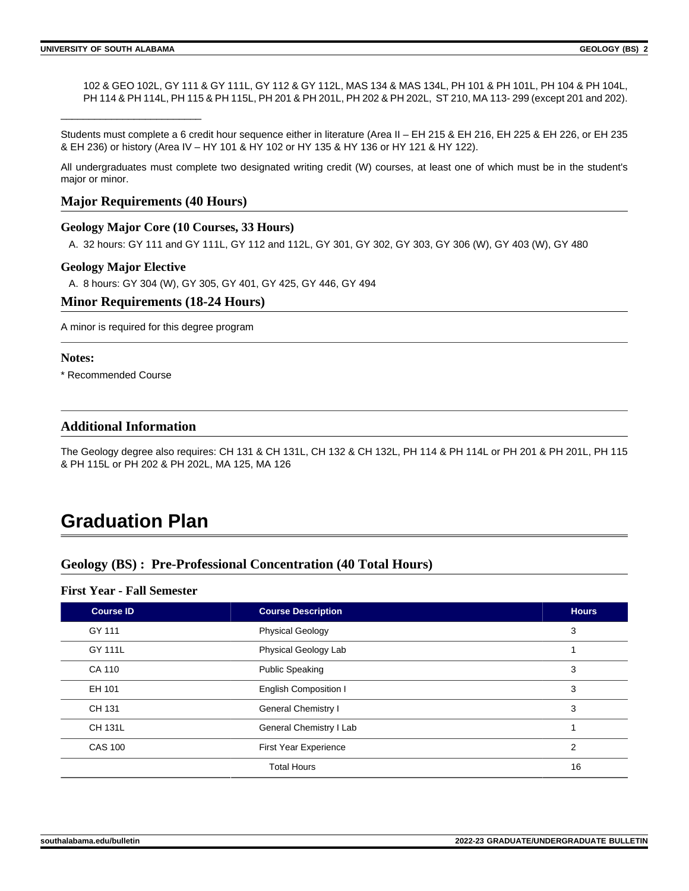102 & GEO 102L, GY 111 & GY 111L, GY 112 & GY 112L, MAS 134 & MAS 134L, PH 101 & PH 101L, PH 104 & PH 104L, PH 114 & PH 114L, PH 115 & PH 115L, PH 201 & PH 201L, PH 202 & PH 202L, ST 210, MA 113- 299 (except 201 and 202).

_________________________

Students must complete a 6 credit hour sequence either in literature (Area II – EH 215 & EH 216, EH 225 & EH 226, or EH 235 & EH 236) or history (Area IV – HY 101 & HY 102 or HY 135 & HY 136 or HY 121 & HY 122).

All undergraduates must complete two designated writing credit (W) courses, at least one of which must be in the student's major or minor.

## Major Requirements (40 Hours)

### Geology Major Core (10 Courses, 33 Hours)

A. 32 hours: GY 111 and GY 111L, GY 112 and 112L, GY 301, GY 302, GY 303, GY 306 (W), GY 403 (W), GY 480

### Geology Major Elective

A. 8 hours: GY 304 (W), GY 305, GY 401, GY 425, GY 446, GY 494

## Minor Requirements (18-24 Hours)

A minor is required for this degree program

### Notes:

* Recommended Course

## Additional Information

The Geology degree also requires: CH 131 & CH 131L, CH 132 & CH 132L, PH 114 & PH 114L or PH 201 & PH 201L, PH 115 & PH 115L or PH 202 & PH 202L, MA 125, MA 126

# Graduation Plan

## Geology (BS) : Pre-Professional Concentration (40 Total Hours)

### First Year - Fall Semester

| Course ID | Course Description | Hours |
|---|---|---|
| GY 111 | Physical Geology | 3 |
| GY 111L | Physical Geology Lab | 1 |
| CA 110 | Public Speaking | 3 |
| EH 101 | English Composition I | 3 |
| CH 131 | General Chemistry I | 3 |
| CH 131L | General Chemistry I Lab | 1 |
| CAS 100 | First Year Experience | 2 |
| | Total Hours | 16 |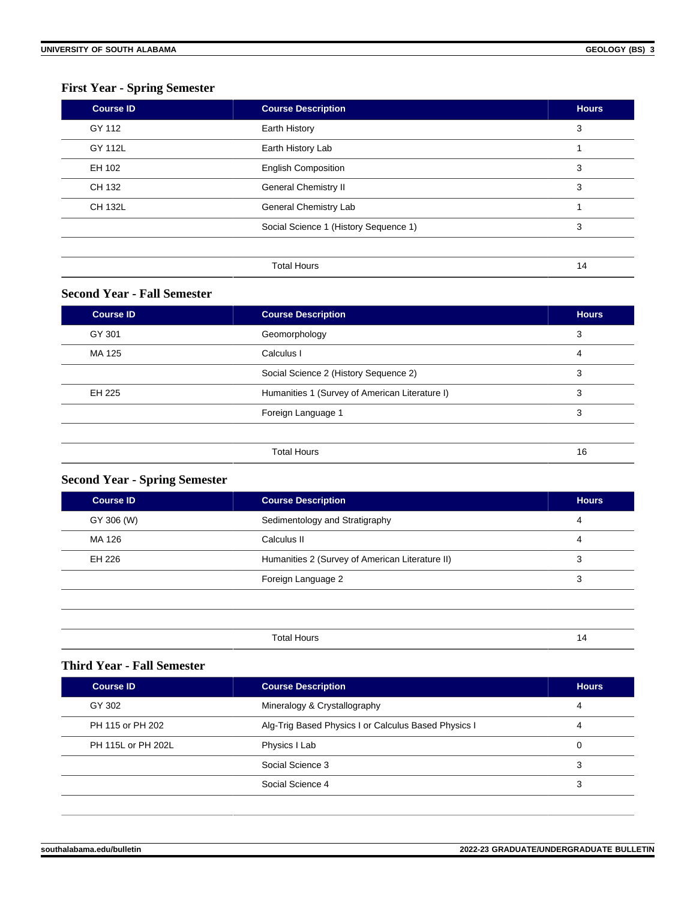### First Year - Spring Semester

| Course ID | Course Description | Hours |
|---|---|---|
| GY 112 | Earth History | 3 |
| GY 112L | Earth History Lab | 1 |
| EH 102 | English Composition | 3 |
| CH 132 | General Chemistry II | 3 |
| CH 132L | General Chemistry Lab | 1 |
| | Social Science 1 (History Sequence 1) | 3 |
| | | |
| | Total Hours | 14 |

### Second Year - Fall Semester

| Course ID | Course Description | Hours |
|---|---|---|
| GY 301 | Geomorphology | 3 |
| MA 125 | Calculus I | 4 |
| | Social Science 2 (History Sequence 2) | 3 |
| EH 225 | Humanities 1 (Survey of American Literature I) | 3 |
| | Foreign Language 1 | 3 |
| | | |
| | Total Hours | 16 |

### Second Year - Spring Semester

| Course ID | Course Description | Hours |
|---|---|---|
| GY 306 (W) | Sedimentology and Stratigraphy | 4 |
| MA 126 | Calculus II | 4 |
| EH 226 | Humanities 2 (Survey of American Literature II) | 3 |
| | Foreign Language 2 | 3 |
| | | |
| | | |
| | Total Hours | 14 |

### Third Year - Fall Semester

| Course ID | Course Description | Hours |
|---|---|---|
| GY 302 | Mineralogy & Crystallography | 4 |
| PH 115 or PH 202 | Alg-Trig Based Physics I or Calculus Based Physics I | 4 |
| PH 115L or PH 202L | Physics I Lab | 0 |
| | Social Science 3 | 3 |
| | Social Science 4 | 3 |
| | | |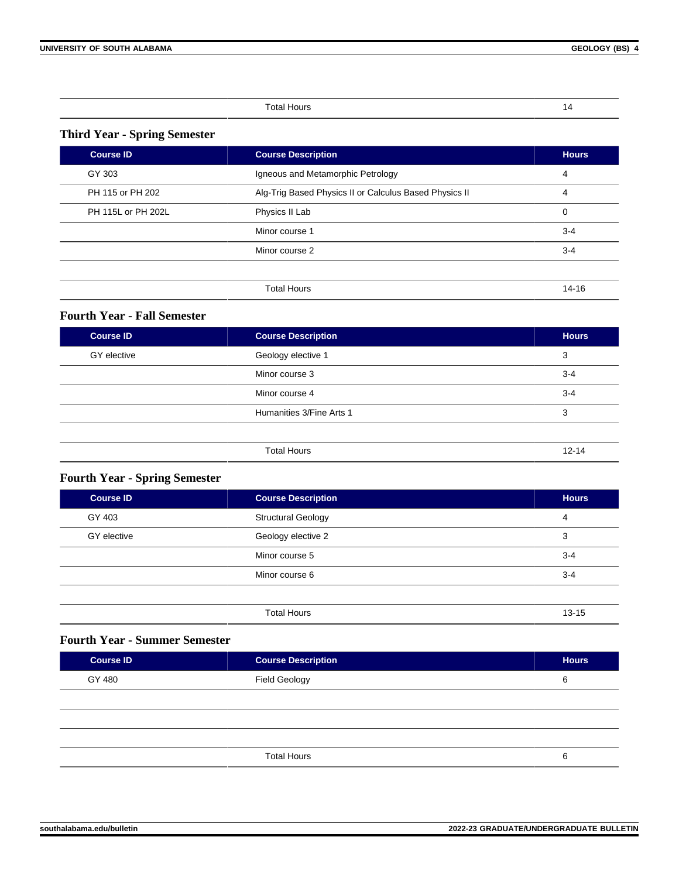| | Total Hours | 14 |
|---|---|---|

### Third Year - Spring Semester

| Course ID | Course Description | Hours |
|---|---|---|
| GY 303 | Igneous and Metamorphic Petrology | 4 |
| PH 115 or PH 202 | Alg-Trig Based Physics II or Calculus Based Physics II | 4 |
| PH 115L or PH 202L | Physics II Lab | 0 |
| | Minor course 1 | 3-4 |
| | Minor course 2 | 3-4 |
| | | |
| | Total Hours | 14-16 |

### Fourth Year - Fall Semester

| Course ID | Course Description | Hours |
|---|---|---|
| GY elective | Geology elective 1 | 3 |
| | Minor course 3 | 3-4 |
| | Minor course 4 | 3-4 |
| | Humanities 3/Fine Arts 1 | 3 |
| | | |
| | Total Hours | 12-14 |

### Fourth Year - Spring Semester

| Course ID | Course Description | Hours |
|---|---|---|
| GY 403 | Structural Geology | 4 |
| GY elective | Geology elective 2 | 3 |
| | Minor course 5 | 3-4 |
| | Minor course 6 | 3-4 |
| | | |
| | Total Hours | 13-15 |

### Fourth Year - Summer Semester

| Course ID | Course Description | Hours |
|---|---|---|
| GY 480 | Field Geology | 6 |
| | | |
| | | |
| | | |
| | Total Hours | 6 |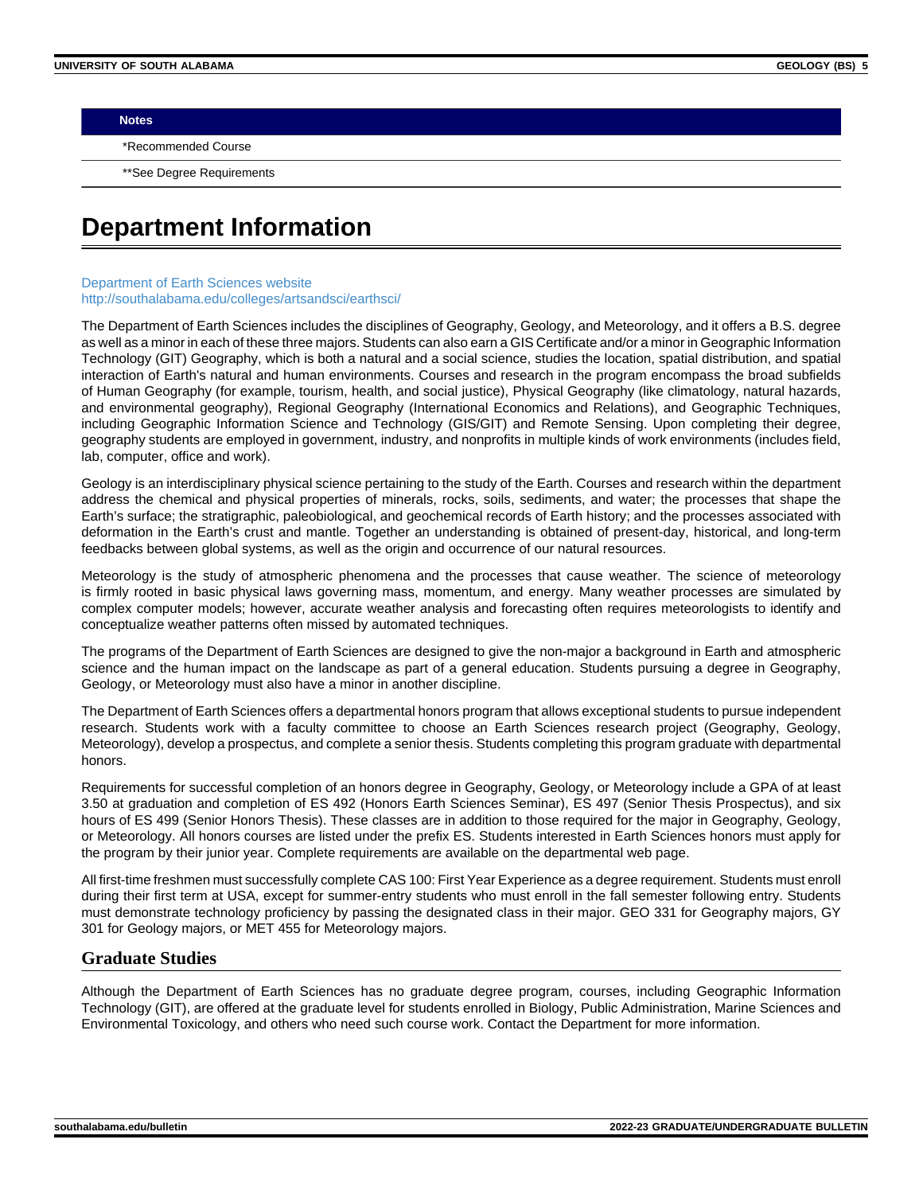| Notes |
| --- |
| *Recommended Course |
| **See Degree Requirements |

# Department Information

Department of Earth Sciences website
http://southalabama.edu/colleges/artsandsci/earthsci/

The Department of Earth Sciences includes the disciplines of Geography, Geology, and Meteorology, and it offers a B.S. degree as well as a minor in each of these three majors. Students can also earn a GIS Certificate and/or a minor in Geographic Information Technology (GIT) Geography, which is both a natural and a social science, studies the location, spatial distribution, and spatial interaction of Earth's natural and human environments. Courses and research in the program encompass the broad subfields of Human Geography (for example, tourism, health, and social justice), Physical Geography (like climatology, natural hazards, and environmental geography), Regional Geography (International Economics and Relations), and Geographic Techniques, including Geographic Information Science and Technology (GIS/GIT) and Remote Sensing. Upon completing their degree, geography students are employed in government, industry, and nonprofits in multiple kinds of work environments (includes field, lab, computer, office and work).

Geology is an interdisciplinary physical science pertaining to the study of the Earth. Courses and research within the department address the chemical and physical properties of minerals, rocks, soils, sediments, and water; the processes that shape the Earth's surface; the stratigraphic, paleobiological, and geochemical records of Earth history; and the processes associated with deformation in the Earth's crust and mantle. Together an understanding is obtained of present-day, historical, and long-term feedbacks between global systems, as well as the origin and occurrence of our natural resources.

Meteorology is the study of atmospheric phenomena and the processes that cause weather. The science of meteorology is firmly rooted in basic physical laws governing mass, momentum, and energy. Many weather processes are simulated by complex computer models; however, accurate weather analysis and forecasting often requires meteorologists to identify and conceptualize weather patterns often missed by automated techniques.

The programs of the Department of Earth Sciences are designed to give the non-major a background in Earth and atmospheric science and the human impact on the landscape as part of a general education. Students pursuing a degree in Geography, Geology, or Meteorology must also have a minor in another discipline.

The Department of Earth Sciences offers a departmental honors program that allows exceptional students to pursue independent research. Students work with a faculty committee to choose an Earth Sciences research project (Geography, Geology, Meteorology), develop a prospectus, and complete a senior thesis. Students completing this program graduate with departmental honors.

Requirements for successful completion of an honors degree in Geography, Geology, or Meteorology include a GPA of at least 3.50 at graduation and completion of ES 492 (Honors Earth Sciences Seminar), ES 497 (Senior Thesis Prospectus), and six hours of ES 499 (Senior Honors Thesis). These classes are in addition to those required for the major in Geography, Geology, or Meteorology. All honors courses are listed under the prefix ES. Students interested in Earth Sciences honors must apply for the program by their junior year. Complete requirements are available on the departmental web page.

All first-time freshmen must successfully complete CAS 100: First Year Experience as a degree requirement. Students must enroll during their first term at USA, except for summer-entry students who must enroll in the fall semester following entry. Students must demonstrate technology proficiency by passing the designated class in their major. GEO 331 for Geography majors, GY 301 for Geology majors, or MET 455 for Meteorology majors.

## Graduate Studies

Although the Department of Earth Sciences has no graduate degree program, courses, including Geographic Information Technology (GIT), are offered at the graduate level for students enrolled in Biology, Public Administration, Marine Sciences and Environmental Toxicology, and others who need such course work. Contact the Department for more information.